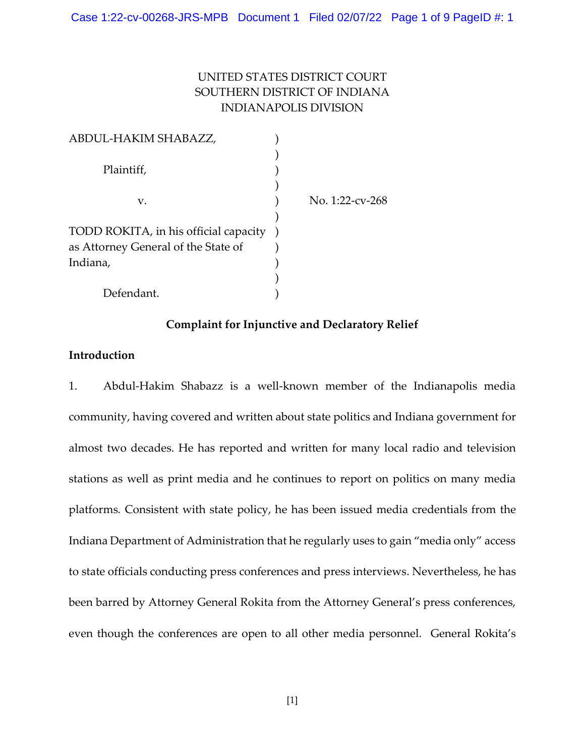UNITED STATES DISTRICT COURT
SOUTHERN DISTRICT OF INDIANA
INDIANAPOLIS DIVISION

| | | |
|---|---|---|
| ABDUL-HAKIM SHABAZZ, | ) | |
| | ) | |
| Plaintiff, | ) | |
| | ) | |
| v. | ) | No. 1:22-cv-268 |
| | ) | |
| TODD ROKITA, in his official capacity as Attorney General of the State of Indiana, | ) | |
| | ) | |
| Defendant. | ) | |

**Complaint for Injunctive and Declaratory Relief**

**Introduction**

1. Abdul-Hakim Shabazz is a well-known member of the Indianapolis media community, having covered and written about state politics and Indiana government for almost two decades. He has reported and written for many local radio and television stations as well as print media and he continues to report on politics on many media platforms. Consistent with state policy, he has been issued media credentials from the Indiana Department of Administration that he regularly uses to gain "media only" access to state officials conducting press conferences and press interviews. Nevertheless, he has been barred by Attorney General Rokita from the Attorney General's press conferences, even though the conferences are open to all other media personnel. General Rokita's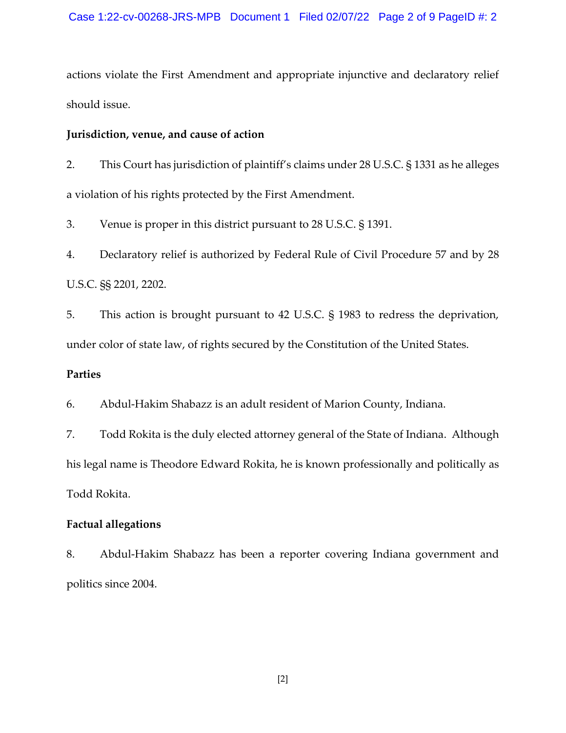actions violate the First Amendment and appropriate injunctive and declaratory relief should issue.

**Jurisdiction, venue, and cause of action**

2. This Court has jurisdiction of plaintiff's claims under 28 U.S.C. § 1331 as he alleges a violation of his rights protected by the First Amendment.

3. Venue is proper in this district pursuant to 28 U.S.C. § 1391.

4. Declaratory relief is authorized by Federal Rule of Civil Procedure 57 and by 28 U.S.C. §§ 2201, 2202.

5. This action is brought pursuant to 42 U.S.C. § 1983 to redress the deprivation, under color of state law, of rights secured by the Constitution of the United States.

**Parties**

6. Abdul-Hakim Shabazz is an adult resident of Marion County, Indiana.

7. Todd Rokita is the duly elected attorney general of the State of Indiana. Although his legal name is Theodore Edward Rokita, he is known professionally and politically as Todd Rokita.

**Factual allegations**

8. Abdul-Hakim Shabazz has been a reporter covering Indiana government and politics since 2004.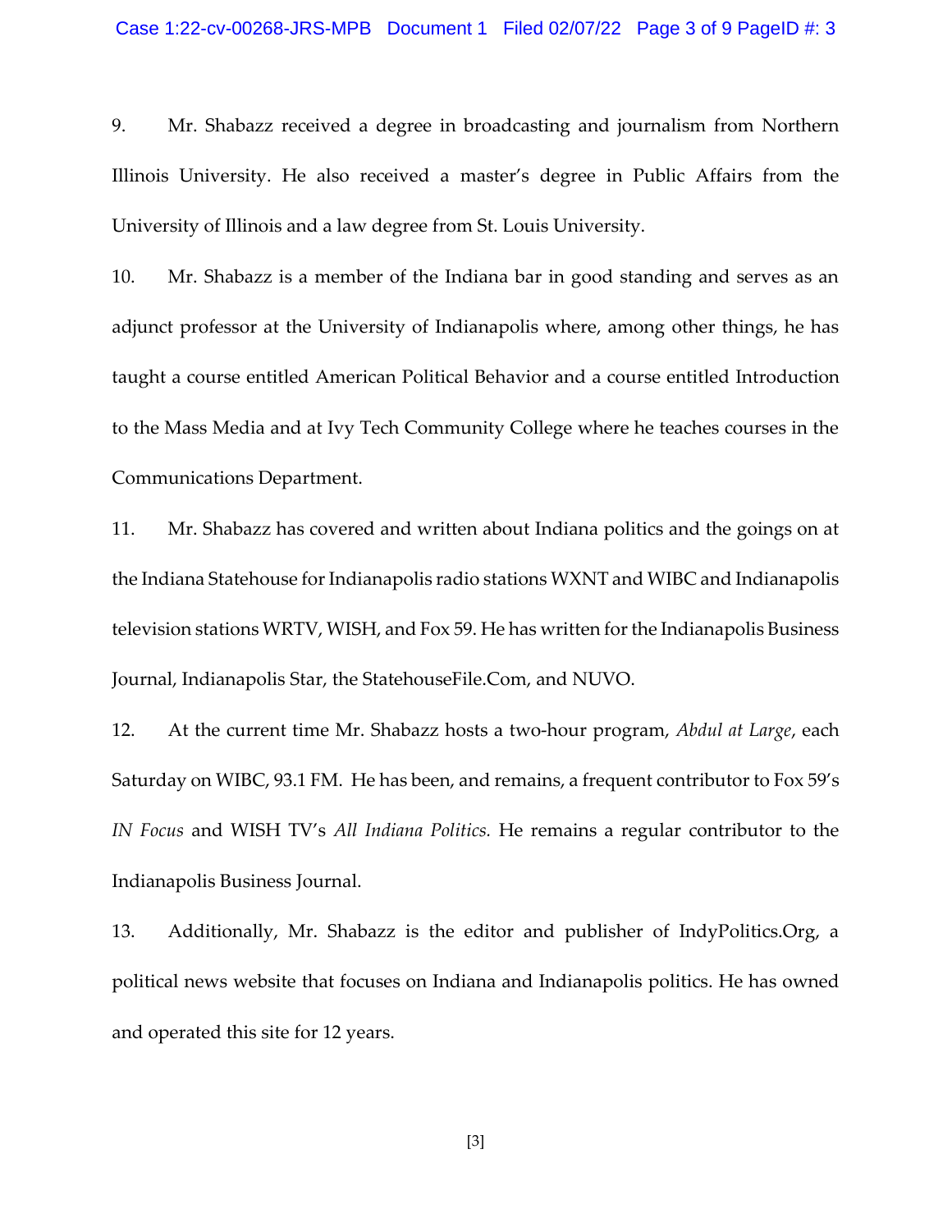9. Mr. Shabazz received a degree in broadcasting and journalism from Northern Illinois University. He also received a master's degree in Public Affairs from the University of Illinois and a law degree from St. Louis University.

10. Mr. Shabazz is a member of the Indiana bar in good standing and serves as an adjunct professor at the University of Indianapolis where, among other things, he has taught a course entitled American Political Behavior and a course entitled Introduction to the Mass Media and at Ivy Tech Community College where he teaches courses in the Communications Department.

11. Mr. Shabazz has covered and written about Indiana politics and the goings on at the Indiana Statehouse for Indianapolis radio stations WXNT and WIBC and Indianapolis television stations WRTV, WISH, and Fox 59. He has written for the Indianapolis Business Journal, Indianapolis Star, the StatehouseFile.Com, and NUVO.

12. At the current time Mr. Shabazz hosts a two-hour program, *Abdul at Large*, each Saturday on WIBC, 93.1 FM. He has been, and remains, a frequent contributor to Fox 59's *IN Focus* and WISH TV's *All Indiana Politics.* He remains a regular contributor to the Indianapolis Business Journal.

13. Additionally, Mr. Shabazz is the editor and publisher of IndyPolitics.Org, a political news website that focuses on Indiana and Indianapolis politics. He has owned and operated this site for 12 years.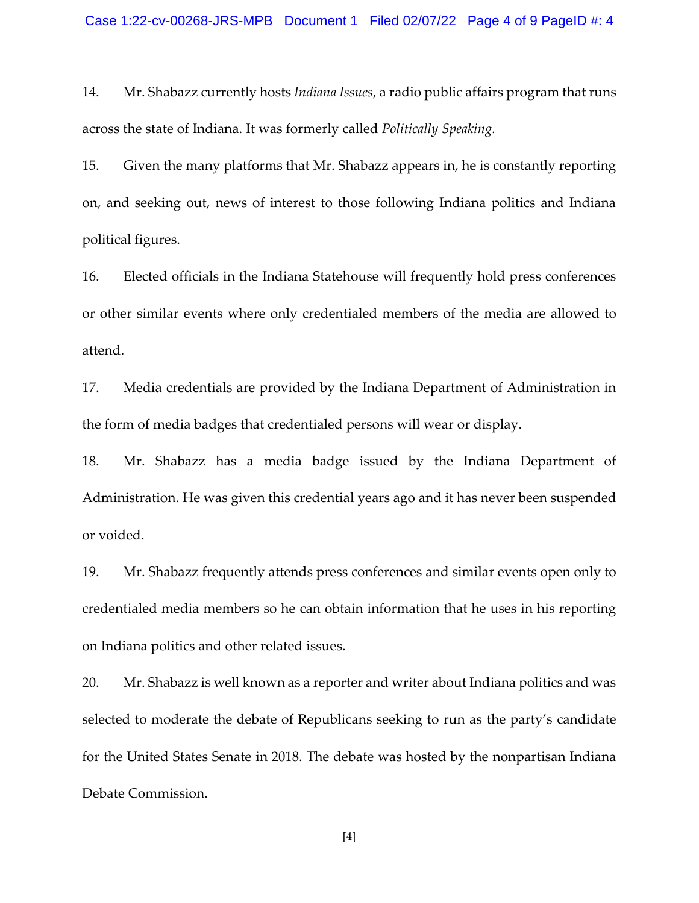14. Mr. Shabazz currently hosts *Indiana Issues*, a radio public affairs program that runs across the state of Indiana. It was formerly called *Politically Speaking.*

15. Given the many platforms that Mr. Shabazz appears in, he is constantly reporting on, and seeking out, news of interest to those following Indiana politics and Indiana political figures.

16. Elected officials in the Indiana Statehouse will frequently hold press conferences or other similar events where only credentialed members of the media are allowed to attend.

17. Media credentials are provided by the Indiana Department of Administration in the form of media badges that credentialed persons will wear or display.

18. Mr. Shabazz has a media badge issued by the Indiana Department of Administration. He was given this credential years ago and it has never been suspended or voided.

19. Mr. Shabazz frequently attends press conferences and similar events open only to credentialed media members so he can obtain information that he uses in his reporting on Indiana politics and other related issues.

20. Mr. Shabazz is well known as a reporter and writer about Indiana politics and was selected to moderate the debate of Republicans seeking to run as the party's candidate for the United States Senate in 2018. The debate was hosted by the nonpartisan Indiana Debate Commission.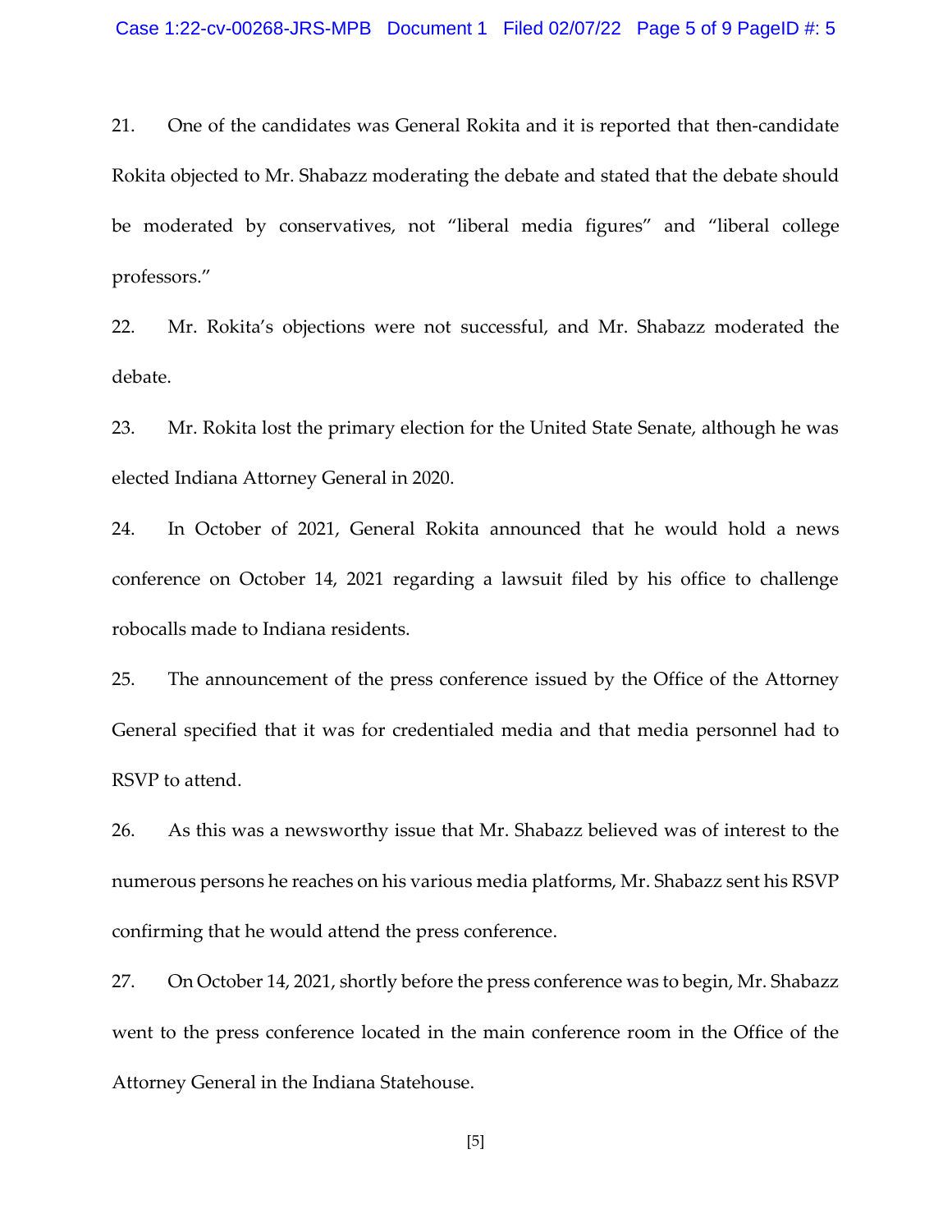21. One of the candidates was General Rokita and it is reported that then-candidate Rokita objected to Mr. Shabazz moderating the debate and stated that the debate should be moderated by conservatives, not "liberal media figures" and "liberal college professors."

22. Mr. Rokita's objections were not successful, and Mr. Shabazz moderated the debate.

23. Mr. Rokita lost the primary election for the United State Senate, although he was elected Indiana Attorney General in 2020.

24. In October of 2021, General Rokita announced that he would hold a news conference on October 14, 2021 regarding a lawsuit filed by his office to challenge robocalls made to Indiana residents.

25. The announcement of the press conference issued by the Office of the Attorney General specified that it was for credentialed media and that media personnel had to RSVP to attend.

26. As this was a newsworthy issue that Mr. Shabazz believed was of interest to the numerous persons he reaches on his various media platforms, Mr. Shabazz sent his RSVP confirming that he would attend the press conference.

27. On October 14, 2021, shortly before the press conference was to begin, Mr. Shabazz went to the press conference located in the main conference room in the Office of the Attorney General in the Indiana Statehouse.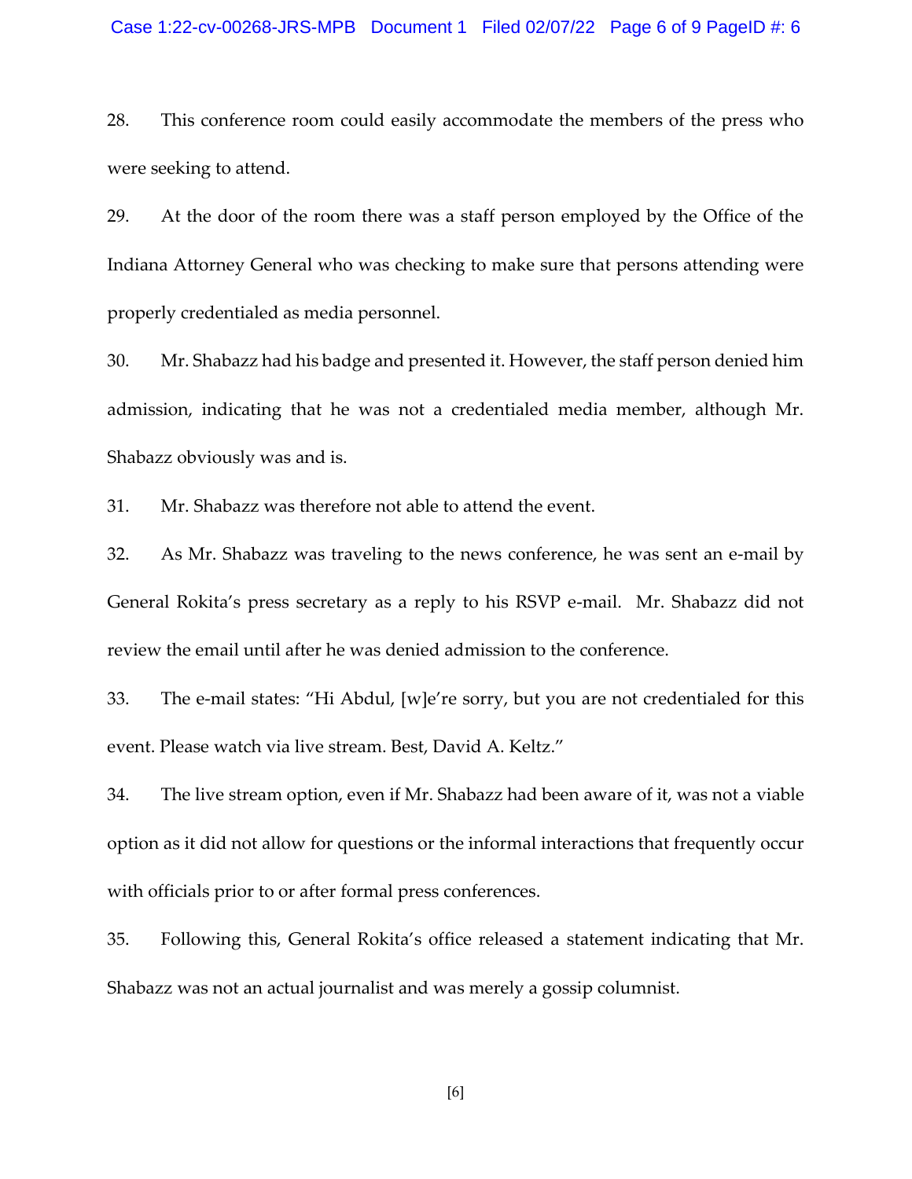28. This conference room could easily accommodate the members of the press who were seeking to attend.

29. At the door of the room there was a staff person employed by the Office of the Indiana Attorney General who was checking to make sure that persons attending were properly credentialed as media personnel.

30. Mr. Shabazz had his badge and presented it. However, the staff person denied him admission, indicating that he was not a credentialed media member, although Mr. Shabazz obviously was and is.

31. Mr. Shabazz was therefore not able to attend the event.

32. As Mr. Shabazz was traveling to the news conference, he was sent an e-mail by General Rokita's press secretary as a reply to his RSVP e-mail. Mr. Shabazz did not review the email until after he was denied admission to the conference.

33. The e-mail states: "Hi Abdul, [w]e're sorry, but you are not credentialed for this event. Please watch via live stream. Best, David A. Keltz."

34. The live stream option, even if Mr. Shabazz had been aware of it, was not a viable option as it did not allow for questions or the informal interactions that frequently occur with officials prior to or after formal press conferences.

35. Following this, General Rokita's office released a statement indicating that Mr. Shabazz was not an actual journalist and was merely a gossip columnist.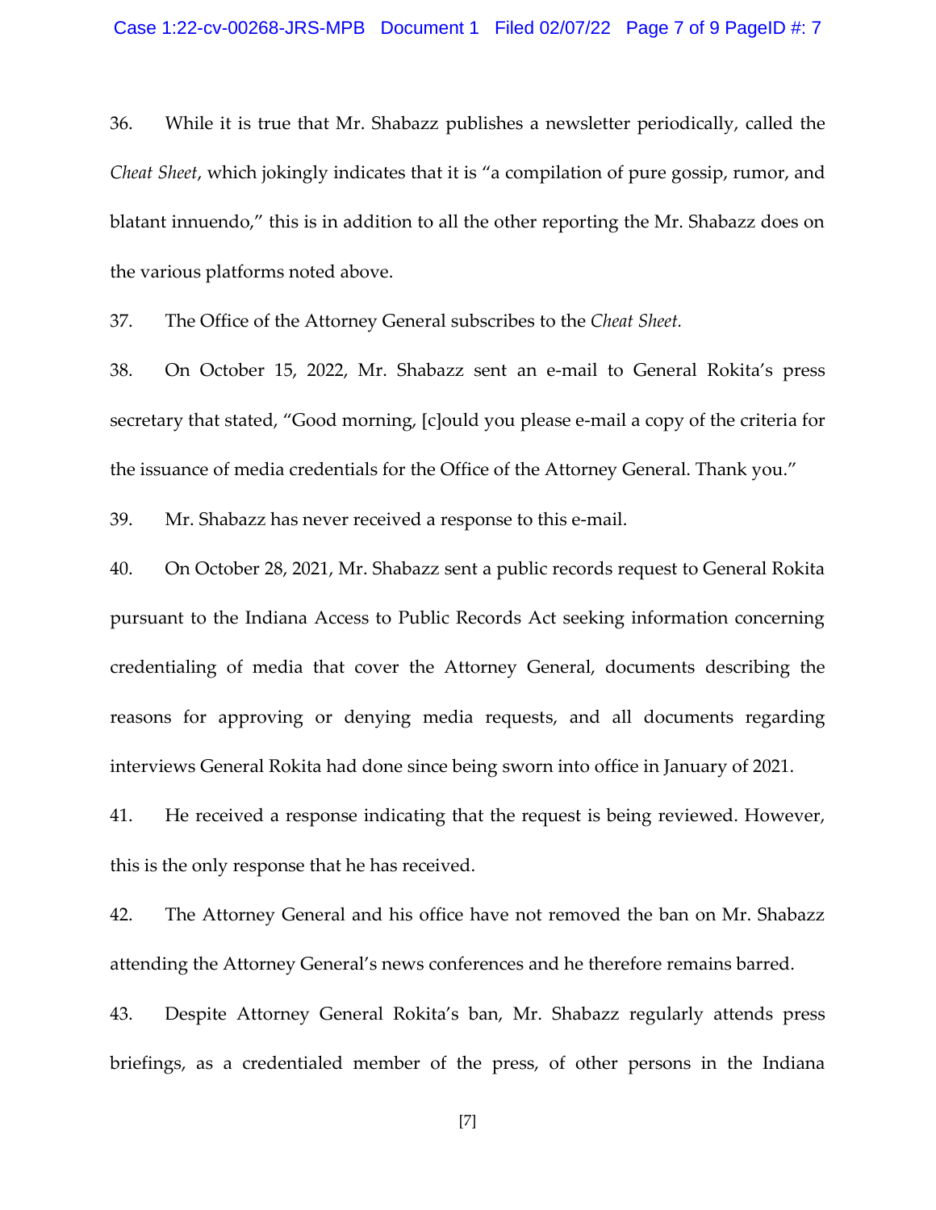36. While it is true that Mr. Shabazz publishes a newsletter periodically, called the *Cheat Sheet*, which jokingly indicates that it is "a compilation of pure gossip, rumor, and blatant innuendo," this is in addition to all the other reporting the Mr. Shabazz does on the various platforms noted above.

37. The Office of the Attorney General subscribes to the *Cheat Sheet.*

38. On October 15, 2022, Mr. Shabazz sent an e-mail to General Rokita's press secretary that stated, "Good morning, [c]ould you please e-mail a copy of the criteria for the issuance of media credentials for the Office of the Attorney General. Thank you."

39. Mr. Shabazz has never received a response to this e-mail.

40. On October 28, 2021, Mr. Shabazz sent a public records request to General Rokita pursuant to the Indiana Access to Public Records Act seeking information concerning credentialing of media that cover the Attorney General, documents describing the reasons for approving or denying media requests, and all documents regarding interviews General Rokita had done since being sworn into office in January of 2021.

41. He received a response indicating that the request is being reviewed. However, this is the only response that he has received.

42. The Attorney General and his office have not removed the ban on Mr. Shabazz attending the Attorney General's news conferences and he therefore remains barred.

43. Despite Attorney General Rokita's ban, Mr. Shabazz regularly attends press briefings, as a credentialed member of the press, of other persons in the Indiana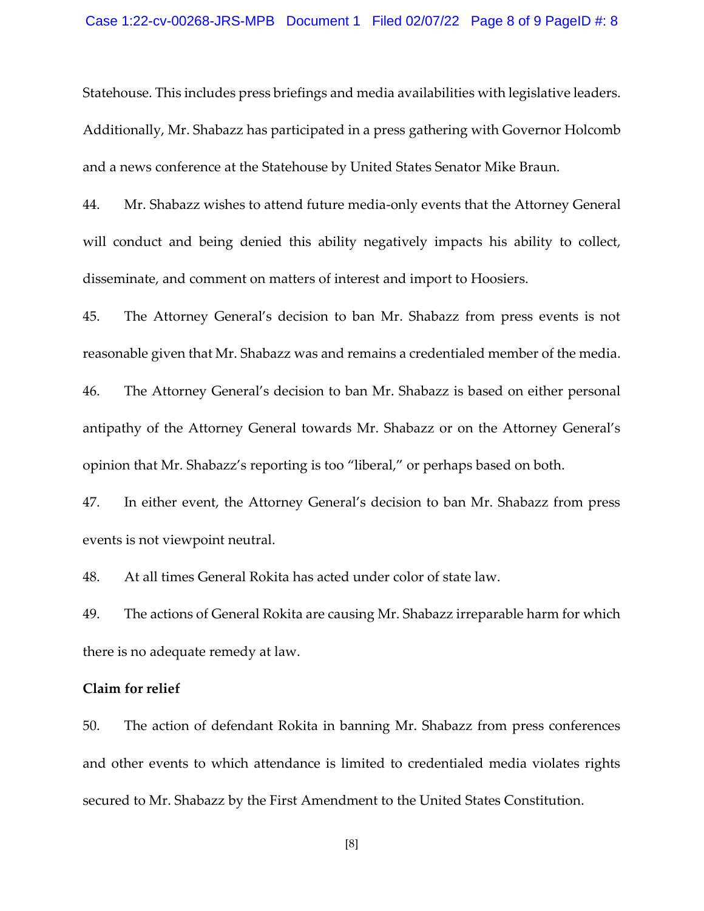Statehouse. This includes press briefings and media availabilities with legislative leaders. Additionally, Mr. Shabazz has participated in a press gathering with Governor Holcomb and a news conference at the Statehouse by United States Senator Mike Braun.

44. Mr. Shabazz wishes to attend future media-only events that the Attorney General will conduct and being denied this ability negatively impacts his ability to collect, disseminate, and comment on matters of interest and import to Hoosiers.

45. The Attorney General's decision to ban Mr. Shabazz from press events is not reasonable given that Mr. Shabazz was and remains a credentialed member of the media.

46. The Attorney General's decision to ban Mr. Shabazz is based on either personal antipathy of the Attorney General towards Mr. Shabazz or on the Attorney General's opinion that Mr. Shabazz's reporting is too "liberal," or perhaps based on both.

47. In either event, the Attorney General's decision to ban Mr. Shabazz from press events is not viewpoint neutral.

48. At all times General Rokita has acted under color of state law.

49. The actions of General Rokita are causing Mr. Shabazz irreparable harm for which there is no adequate remedy at law.

**Claim for relief**

50. The action of defendant Rokita in banning Mr. Shabazz from press conferences and other events to which attendance is limited to credentialed media violates rights secured to Mr. Shabazz by the First Amendment to the United States Constitution.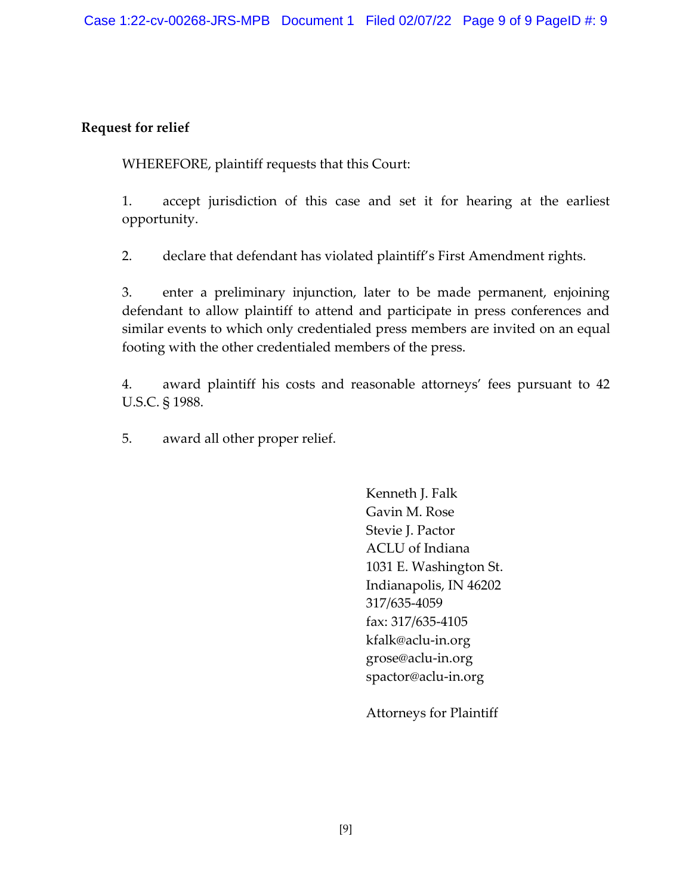**Request for relief**

WHEREFORE, plaintiff requests that this Court:

1. accept jurisdiction of this case and set it for hearing at the earliest opportunity.

2. declare that defendant has violated plaintiff's First Amendment rights.

3. enter a preliminary injunction, later to be made permanent, enjoining defendant to allow plaintiff to attend and participate in press conferences and similar events to which only credentialed press members are invited on an equal footing with the other credentialed members of the press.

4. award plaintiff his costs and reasonable attorneys' fees pursuant to 42 U.S.C. § 1988.

5. award all other proper relief.

Kenneth J. Falk
Gavin M. Rose
Stevie J. Pactor
ACLU of Indiana
1031 E. Washington St.
Indianapolis, IN 46202
317/635-4059
fax: 317/635-4105
kfalk@aclu-in.org
grose@aclu-in.org
spactor@aclu-in.org

Attorneys for Plaintiff